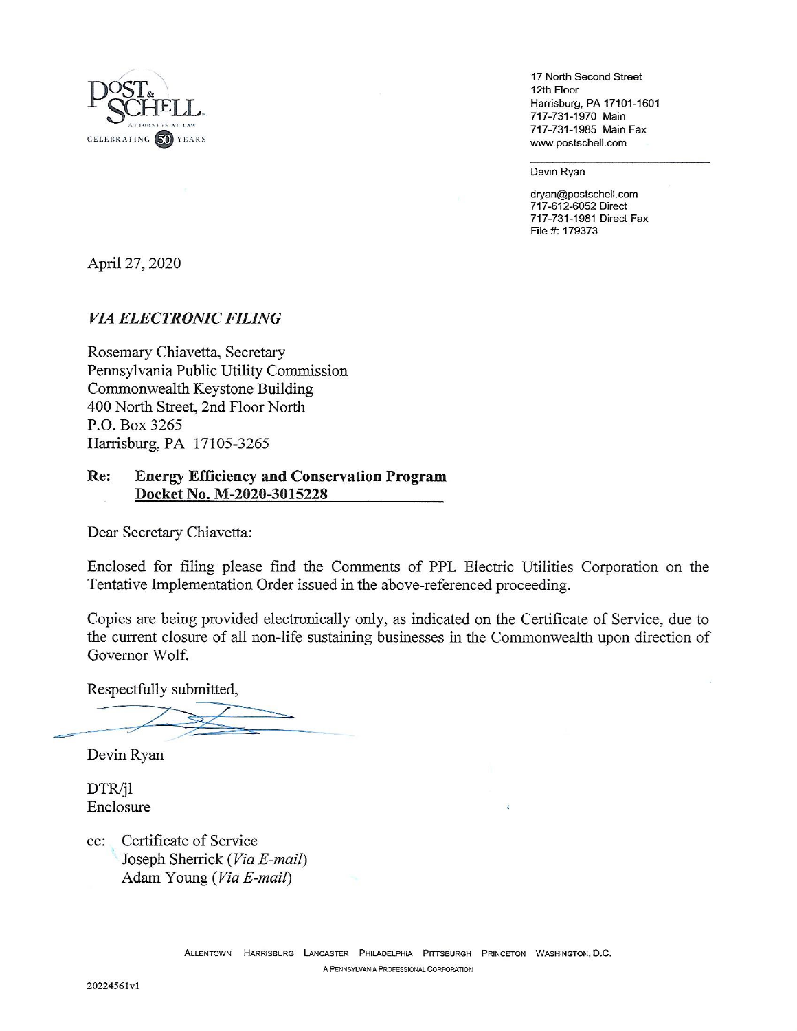POST & SCHELL
ATTORNEYS AT LAW
CELEBRATING 50 YEARS

17 North Second Street
12th Floor
Harrisburg, PA 17101-1601
717-731-1970 Main
717-731-1985 Main Fax
www.postschell.com

Devin Ryan

dryan@postschell.com
717-612-6052 Direct
717-731-1981 Direct Fax
File #: 179373

April 27, 2020

***VIA ELECTRONIC FILING***

Rosemary Chiavetta, Secretary
Pennsylvania Public Utility Commission
Commonwealth Keystone Building
400 North Street, 2nd Floor North
P.O. Box 3265
Harrisburg, PA 17105-3265

**Re: Energy Efficiency and Conservation Program**
**Docket No. M-2020-3015228**

Dear Secretary Chiavetta:

Enclosed for filing please find the Comments of PPL Electric Utilities Corporation on the Tentative Implementation Order issued in the above-referenced proceeding.

Copies are being provided electronically only, as indicated on the Certificate of Service, due to the current closure of all non-life sustaining businesses in the Commonwealth upon direction of Governor Wolf.

Respectfully submitted,

Devin Ryan

DTR/jl
Enclosure

cc: Certificate of Service
Joseph Sherrick (*Via E-mail*)
Adam Young (*Via E-mail*)

ALLENTOWN HARRISBURG LANCASTER PHILADELPHIA PITTSBURGH PRINCETON WASHINGTON, D.C.
A PENNSYLVANIA PROFESSIONAL CORPORATION

20224561v1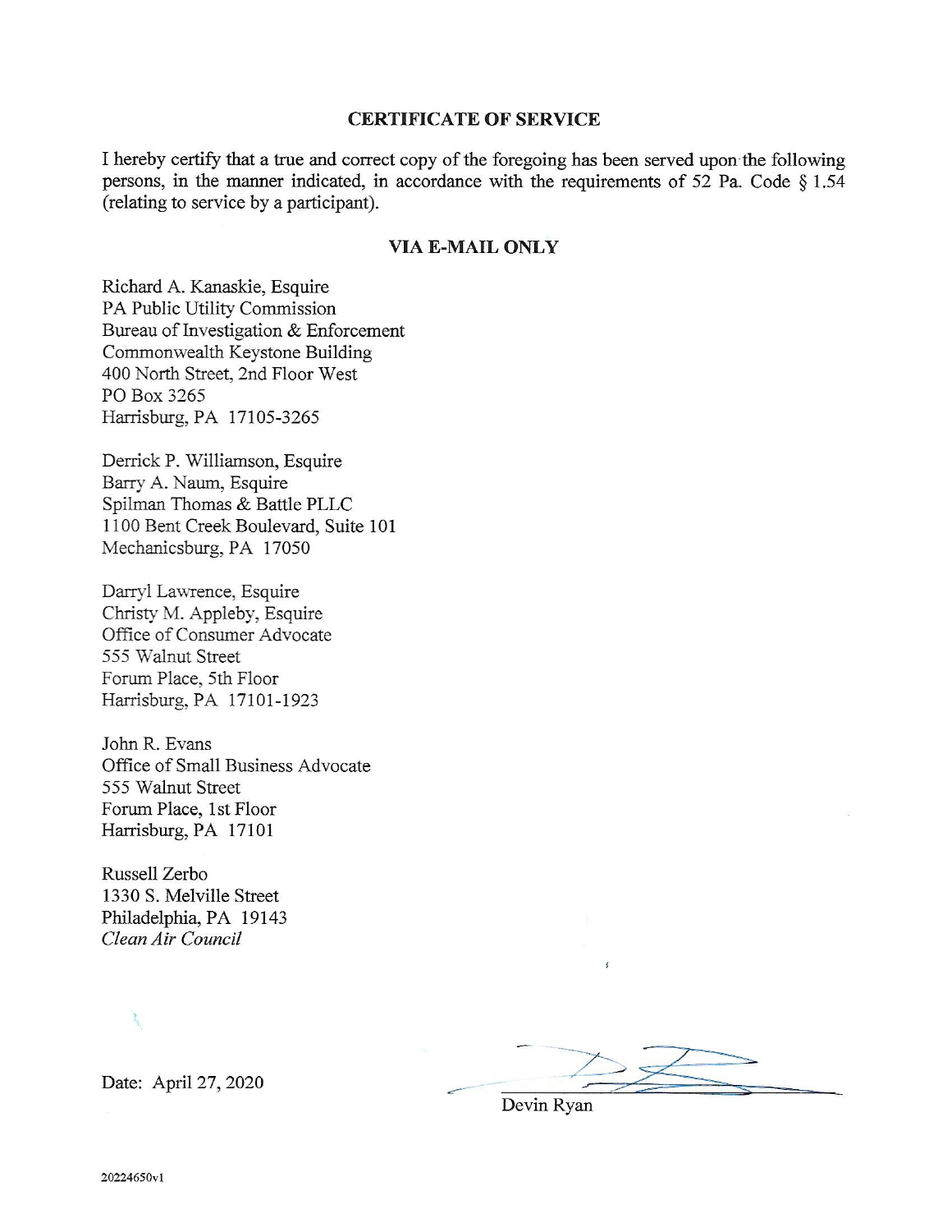## CERTIFICATE OF SERVICE

I hereby certify that a true and correct copy of the foregoing has been served upon the following persons, in the manner indicated, in accordance with the requirements of 52 Pa. Code § 1.54 (relating to service by a participant).

### VIA E-MAIL ONLY

Richard A. Kanaskie, Esquire
PA Public Utility Commission
Bureau of Investigation & Enforcement
Commonwealth Keystone Building
400 North Street, 2nd Floor West
PO Box 3265
Harrisburg, PA 17105-3265

Derrick P. Williamson, Esquire
Barry A. Naum, Esquire
Spilman Thomas & Battle PLLC
1100 Bent Creek Boulevard, Suite 101
Mechanicsburg, PA 17050

Darryl Lawrence, Esquire
Christy M. Appleby, Esquire
Office of Consumer Advocate
555 Walnut Street
Forum Place, 5th Floor
Harrisburg, PA 17101-1923

John R. Evans
Office of Small Business Advocate
555 Walnut Street
Forum Place, 1st Floor
Harrisburg, PA 17101

Russell Zerbo
1330 S. Melville Street
Philadelphia, PA 19143
*Clean Air Council*

Date: April 27, 2020

Devin Ryan

20224650v1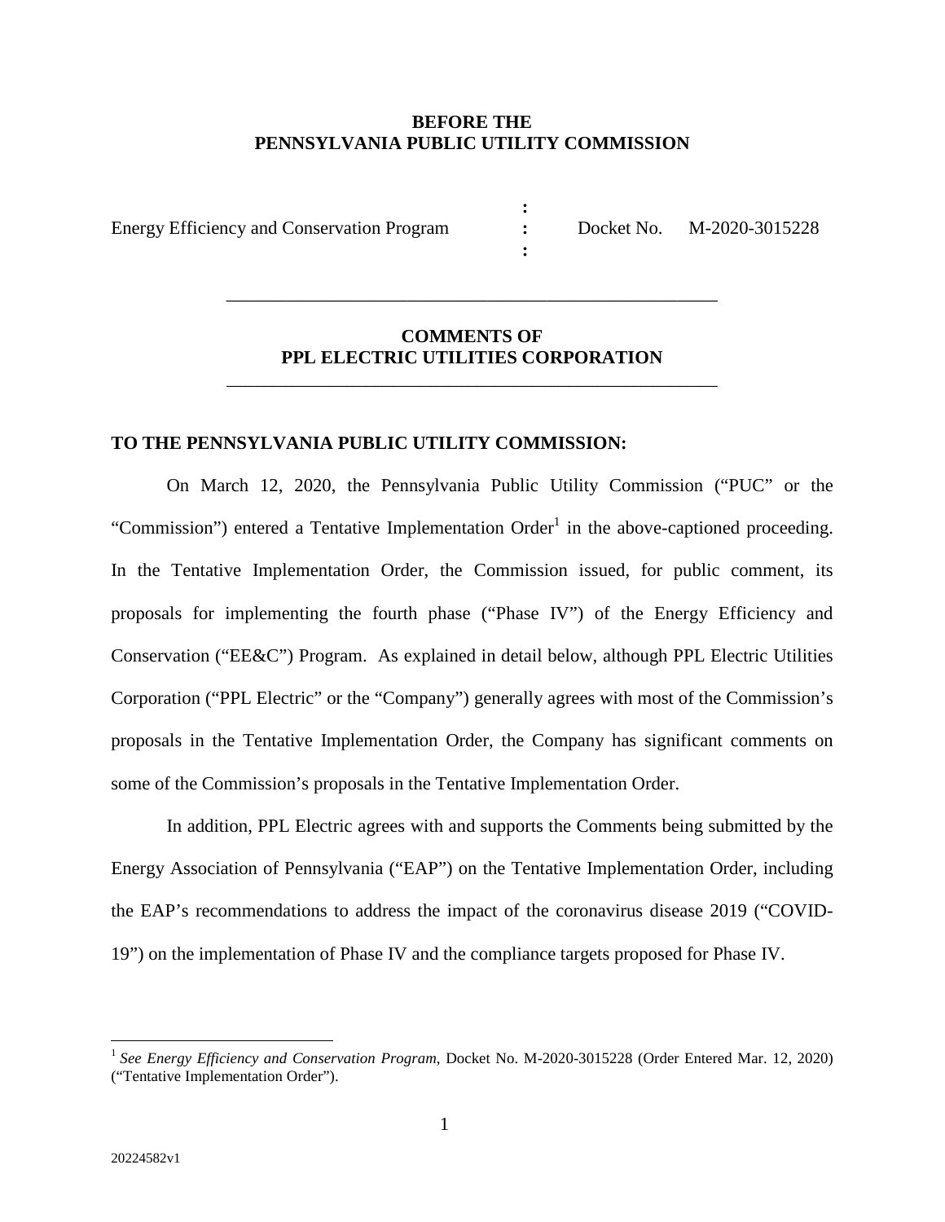**BEFORE THE**
**PENNSYLVANIA PUBLIC UTILITY COMMISSION**

| | | |
|---|---|---|
| Energy Efficiency and Conservation Program | : | Docket No. M-2020-3015228 |

---

## COMMENTS OF PPL ELECTRIC UTILITIES CORPORATION

---

**TO THE PENNSYLVANIA PUBLIC UTILITY COMMISSION:**

On March 12, 2020, the Pennsylvania Public Utility Commission ("PUC" or the "Commission") entered a Tentative Implementation Order[1] in the above-captioned proceeding. In the Tentative Implementation Order, the Commission issued, for public comment, its proposals for implementing the fourth phase ("Phase IV") of the Energy Efficiency and Conservation ("EE&C") Program. As explained in detail below, although PPL Electric Utilities Corporation ("PPL Electric" or the "Company") generally agrees with most of the Commission's proposals in the Tentative Implementation Order, the Company has significant comments on some of the Commission's proposals in the Tentative Implementation Order.

In addition, PPL Electric agrees with and supports the Comments being submitted by the Energy Association of Pennsylvania ("EAP") on the Tentative Implementation Order, including the EAP's recommendations to address the impact of the coronavirus disease 2019 ("COVID-19") on the implementation of Phase IV and the compliance targets proposed for Phase IV.

---

[1] *See Energy Efficiency and Conservation Program*, Docket No. M-2020-3015228 (Order Entered Mar. 12, 2020) ("Tentative Implementation Order").

20224582v1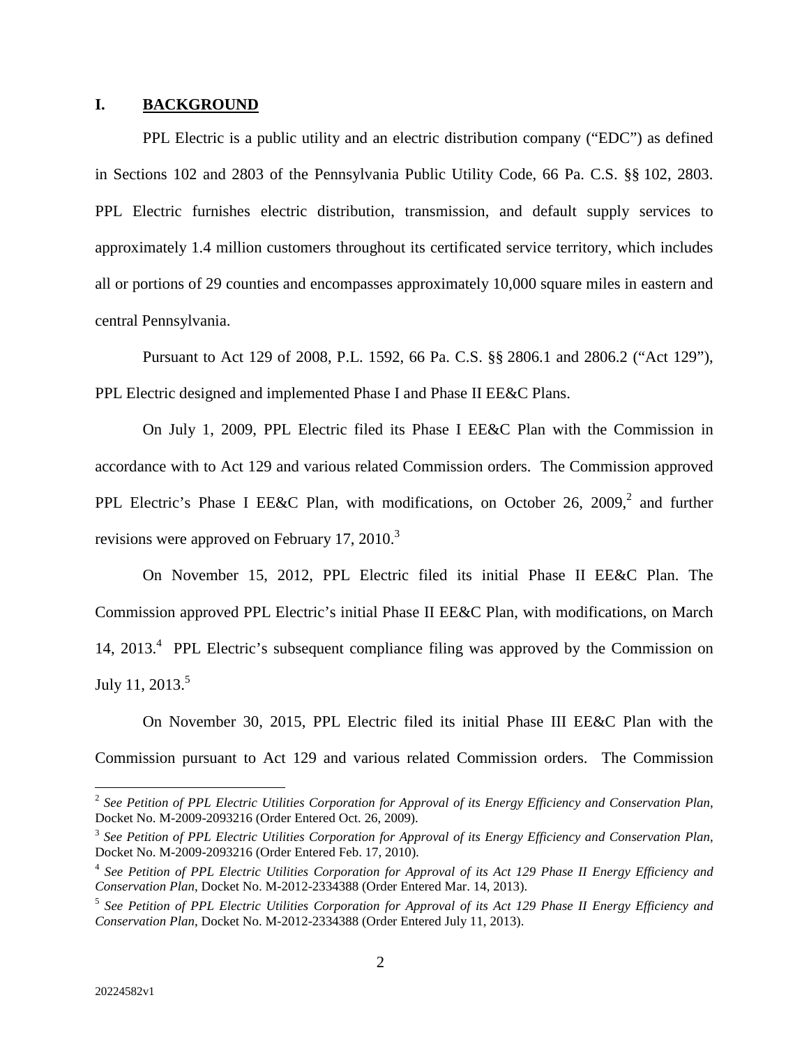## I. BACKGROUND

PPL Electric is a public utility and an electric distribution company ("EDC") as defined in Sections 102 and 2803 of the Pennsylvania Public Utility Code, 66 Pa. C.S. §§ 102, 2803. PPL Electric furnishes electric distribution, transmission, and default supply services to approximately 1.4 million customers throughout its certificated service territory, which includes all or portions of 29 counties and encompasses approximately 10,000 square miles in eastern and central Pennsylvania.

Pursuant to Act 129 of 2008, P.L. 1592, 66 Pa. C.S. §§ 2806.1 and 2806.2 ("Act 129"), PPL Electric designed and implemented Phase I and Phase II EE&C Plans.

On July 1, 2009, PPL Electric filed its Phase I EE&C Plan with the Commission in accordance with to Act 129 and various related Commission orders. The Commission approved PPL Electric's Phase I EE&C Plan, with modifications, on October 26, 2009,[2] and further revisions were approved on February 17, 2010.[3]

On November 15, 2012, PPL Electric filed its initial Phase II EE&C Plan. The Commission approved PPL Electric's initial Phase II EE&C Plan, with modifications, on March 14, 2013.[4] PPL Electric's subsequent compliance filing was approved by the Commission on July 11, 2013.[5]

On November 30, 2015, PPL Electric filed its initial Phase III EE&C Plan with the Commission pursuant to Act 129 and various related Commission orders. The Commission

---

[2] *See Petition of PPL Electric Utilities Corporation for Approval of its Energy Efficiency and Conservation Plan*, Docket No. M-2009-2093216 (Order Entered Oct. 26, 2009).

[3] *See Petition of PPL Electric Utilities Corporation for Approval of its Energy Efficiency and Conservation Plan*, Docket No. M-2009-2093216 (Order Entered Feb. 17, 2010).

[4] *See Petition of PPL Electric Utilities Corporation for Approval of its Act 129 Phase II Energy Efficiency and Conservation Plan*, Docket No. M-2012-2334388 (Order Entered Mar. 14, 2013).

[5] *See Petition of PPL Electric Utilities Corporation for Approval of its Act 129 Phase II Energy Efficiency and Conservation Plan*, Docket No. M-2012-2334388 (Order Entered July 11, 2013).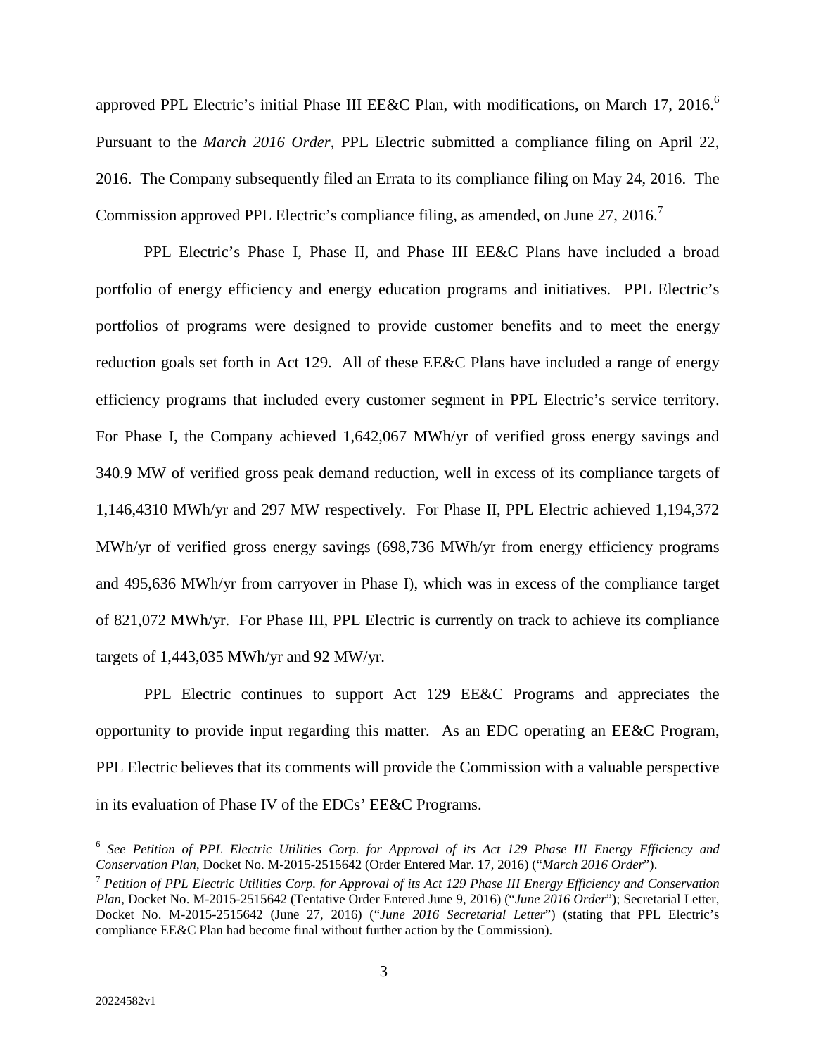approved PPL Electric's initial Phase III EE&C Plan, with modifications, on March 17, 2016.[6] Pursuant to the *March 2016 Order*, PPL Electric submitted a compliance filing on April 22, 2016. The Company subsequently filed an Errata to its compliance filing on May 24, 2016. The Commission approved PPL Electric's compliance filing, as amended, on June 27, 2016.[7]

PPL Electric's Phase I, Phase II, and Phase III EE&C Plans have included a broad portfolio of energy efficiency and energy education programs and initiatives. PPL Electric's portfolios of programs were designed to provide customer benefits and to meet the energy reduction goals set forth in Act 129. All of these EE&C Plans have included a range of energy efficiency programs that included every customer segment in PPL Electric's service territory. For Phase I, the Company achieved 1,642,067 MWh/yr of verified gross energy savings and 340.9 MW of verified gross peak demand reduction, well in excess of its compliance targets of 1,146,4310 MWh/yr and 297 MW respectively. For Phase II, PPL Electric achieved 1,194,372 MWh/yr of verified gross energy savings (698,736 MWh/yr from energy efficiency programs and 495,636 MWh/yr from carryover in Phase I), which was in excess of the compliance target of 821,072 MWh/yr. For Phase III, PPL Electric is currently on track to achieve its compliance targets of 1,443,035 MWh/yr and 92 MW/yr.

PPL Electric continues to support Act 129 EE&C Programs and appreciates the opportunity to provide input regarding this matter. As an EDC operating an EE&C Program, PPL Electric believes that its comments will provide the Commission with a valuable perspective in its evaluation of Phase IV of the EDCs' EE&C Programs.

---

[6] *See Petition of PPL Electric Utilities Corp. for Approval of its Act 129 Phase III Energy Efficiency and Conservation Plan*, Docket No. M-2015-2515642 (Order Entered Mar. 17, 2016) ("*March 2016 Order*").

[7] *Petition of PPL Electric Utilities Corp. for Approval of its Act 129 Phase III Energy Efficiency and Conservation Plan*, Docket No. M-2015-2515642 (Tentative Order Entered June 9, 2016) ("*June 2016 Order*"); Secretarial Letter, Docket No. M-2015-2515642 (June 27, 2016) ("*June 2016 Secretarial Letter*") (stating that PPL Electric's compliance EE&C Plan had become final without further action by the Commission).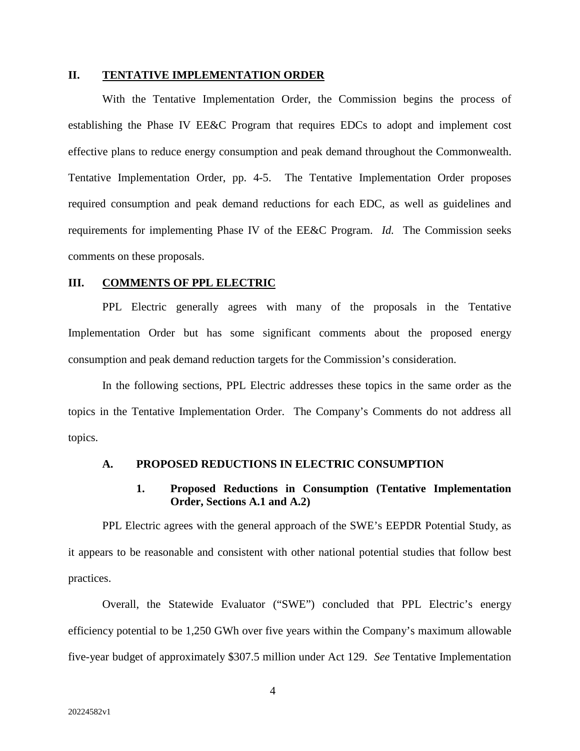## II. TENTATIVE IMPLEMENTATION ORDER

With the Tentative Implementation Order, the Commission begins the process of establishing the Phase IV EE&C Program that requires EDCs to adopt and implement cost effective plans to reduce energy consumption and peak demand throughout the Commonwealth. Tentative Implementation Order, pp. 4-5. The Tentative Implementation Order proposes required consumption and peak demand reductions for each EDC, as well as guidelines and requirements for implementing Phase IV of the EE&C Program. *Id.* The Commission seeks comments on these proposals.

## III. COMMENTS OF PPL ELECTRIC

PPL Electric generally agrees with many of the proposals in the Tentative Implementation Order but has some significant comments about the proposed energy consumption and peak demand reduction targets for the Commission's consideration.

In the following sections, PPL Electric addresses these topics in the same order as the topics in the Tentative Implementation Order. The Company's Comments do not address all topics.

### A. PROPOSED REDUCTIONS IN ELECTRIC CONSUMPTION

#### 1. Proposed Reductions in Consumption (Tentative Implementation Order, Sections A.1 and A.2)

PPL Electric agrees with the general approach of the SWE's EEPDR Potential Study, as it appears to be reasonable and consistent with other national potential studies that follow best practices.

Overall, the Statewide Evaluator ("SWE") concluded that PPL Electric's energy efficiency potential to be 1,250 GWh over five years within the Company's maximum allowable five-year budget of approximately $307.5 million under Act 129. *See* Tentative Implementation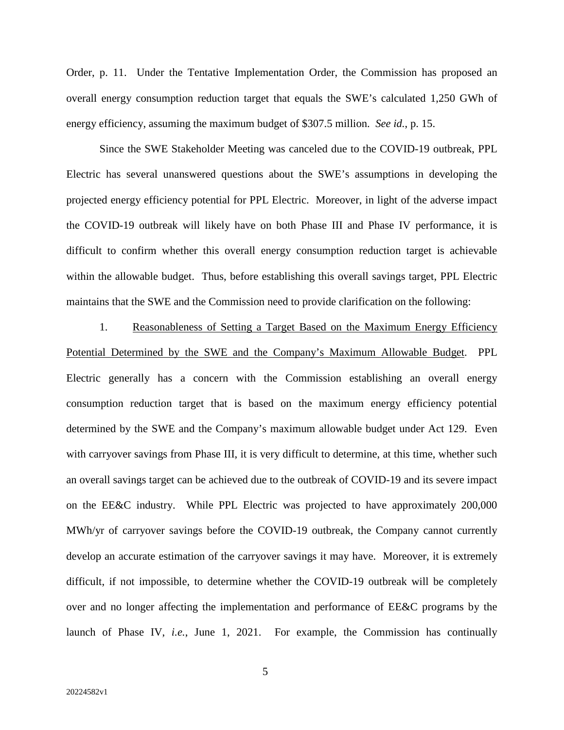Order, p. 11. Under the Tentative Implementation Order, the Commission has proposed an overall energy consumption reduction target that equals the SWE's calculated 1,250 GWh of energy efficiency, assuming the maximum budget of $307.5 million. *See id.*, p. 15.

Since the SWE Stakeholder Meeting was canceled due to the COVID-19 outbreak, PPL Electric has several unanswered questions about the SWE's assumptions in developing the projected energy efficiency potential for PPL Electric. Moreover, in light of the adverse impact the COVID-19 outbreak will likely have on both Phase III and Phase IV performance, it is difficult to confirm whether this overall energy consumption reduction target is achievable within the allowable budget. Thus, before establishing this overall savings target, PPL Electric maintains that the SWE and the Commission need to provide clarification on the following:

1. <u>Reasonableness of Setting a Target Based on the Maximum Energy Efficiency Potential Determined by the SWE and the Company's Maximum Allowable Budget</u>. PPL Electric generally has a concern with the Commission establishing an overall energy consumption reduction target that is based on the maximum energy efficiency potential determined by the SWE and the Company's maximum allowable budget under Act 129. Even with carryover savings from Phase III, it is very difficult to determine, at this time, whether such an overall savings target can be achieved due to the outbreak of COVID-19 and its severe impact on the EE&C industry. While PPL Electric was projected to have approximately 200,000 MWh/yr of carryover savings before the COVID-19 outbreak, the Company cannot currently develop an accurate estimation of the carryover savings it may have. Moreover, it is extremely difficult, if not impossible, to determine whether the COVID-19 outbreak will be completely over and no longer affecting the implementation and performance of EE&C programs by the launch of Phase IV, *i.e.*, June 1, 2021. For example, the Commission has continually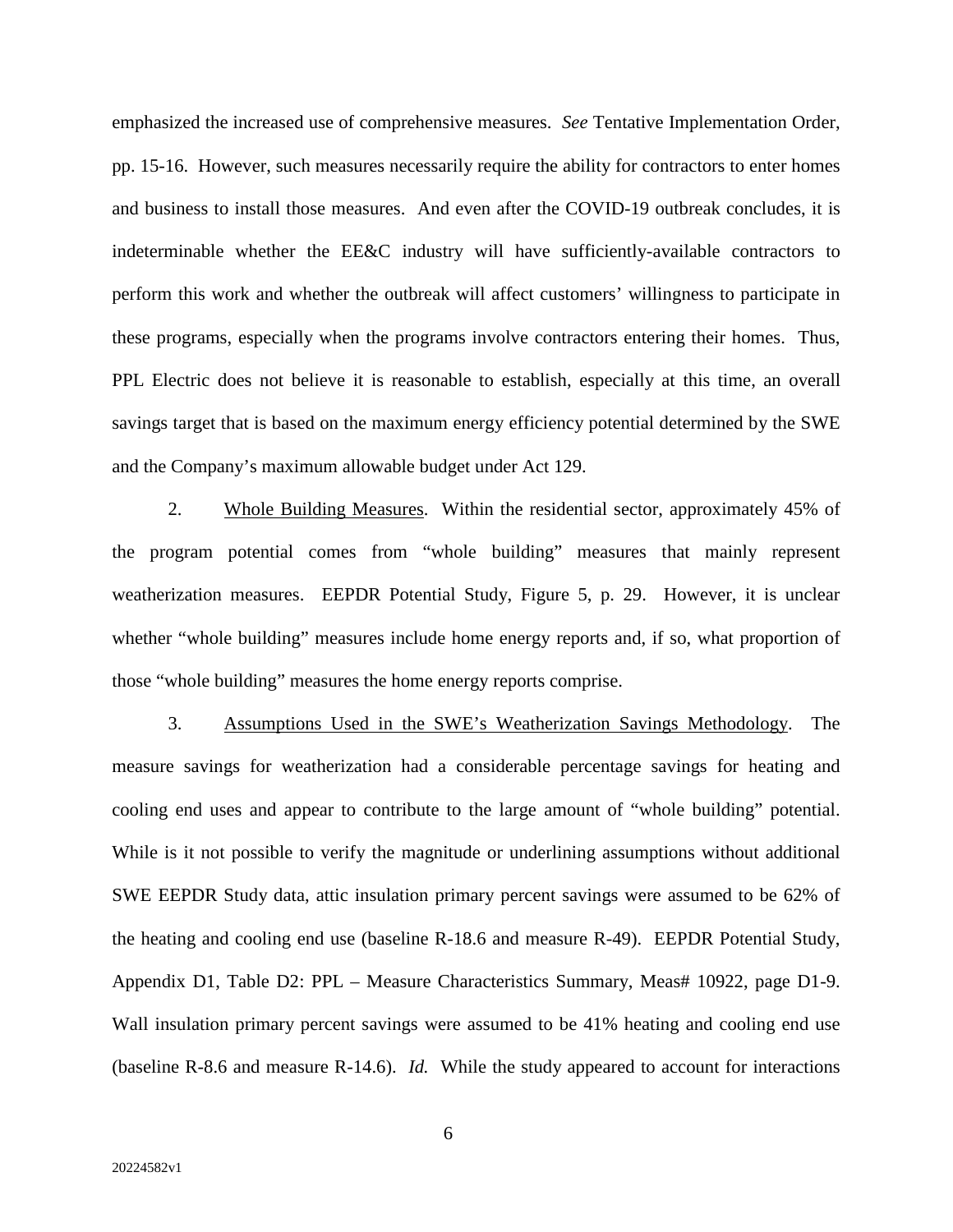emphasized the increased use of comprehensive measures. *See* Tentative Implementation Order, pp. 15-16. However, such measures necessarily require the ability for contractors to enter homes and business to install those measures. And even after the COVID-19 outbreak concludes, it is indeterminable whether the EE&C industry will have sufficiently-available contractors to perform this work and whether the outbreak will affect customers' willingness to participate in these programs, especially when the programs involve contractors entering their homes. Thus, PPL Electric does not believe it is reasonable to establish, especially at this time, an overall savings target that is based on the maximum energy efficiency potential determined by the SWE and the Company's maximum allowable budget under Act 129.

2. <u>Whole Building Measures</u>. Within the residential sector, approximately 45% of the program potential comes from "whole building" measures that mainly represent weatherization measures. EEPDR Potential Study, Figure 5, p. 29. However, it is unclear whether "whole building" measures include home energy reports and, if so, what proportion of those "whole building" measures the home energy reports comprise.

3. <u>Assumptions Used in the SWE's Weatherization Savings Methodology</u>. The measure savings for weatherization had a considerable percentage savings for heating and cooling end uses and appear to contribute to the large amount of "whole building" potential. While is it not possible to verify the magnitude or underlining assumptions without additional SWE EEPDR Study data, attic insulation primary percent savings were assumed to be 62% of the heating and cooling end use (baseline R-18.6 and measure R-49). EEPDR Potential Study, Appendix D1, Table D2: PPL – Measure Characteristics Summary, Meas# 10922, page D1-9. Wall insulation primary percent savings were assumed to be 41% heating and cooling end use (baseline R-8.6 and measure R-14.6). *Id.* While the study appeared to account for interactions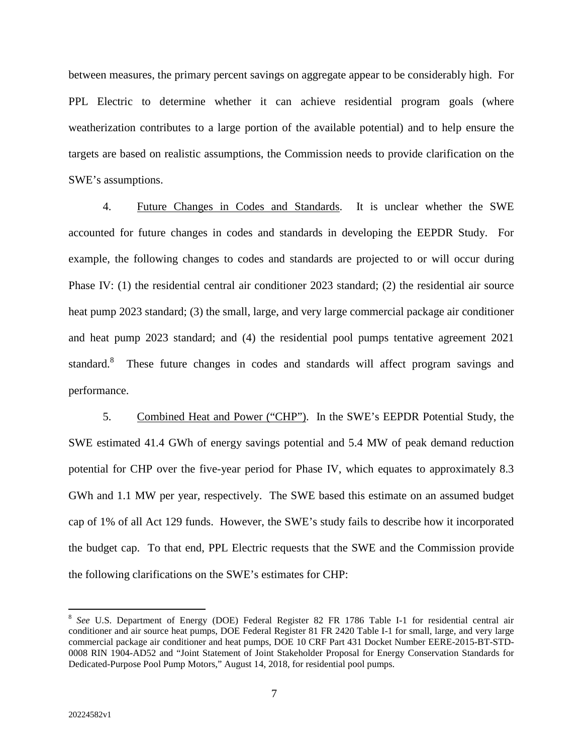between measures, the primary percent savings on aggregate appear to be considerably high. For PPL Electric to determine whether it can achieve residential program goals (where weatherization contributes to a large portion of the available potential) and to help ensure the targets are based on realistic assumptions, the Commission needs to provide clarification on the SWE's assumptions.

4. Future Changes in Codes and Standards. It is unclear whether the SWE accounted for future changes in codes and standards in developing the EEPDR Study. For example, the following changes to codes and standards are projected to or will occur during Phase IV: (1) the residential central air conditioner 2023 standard; (2) the residential air source heat pump 2023 standard; (3) the small, large, and very large commercial package air conditioner and heat pump 2023 standard; and (4) the residential pool pumps tentative agreement 2021 standard.[8] These future changes in codes and standards will affect program savings and performance.

5. Combined Heat and Power ("CHP"). In the SWE's EEPDR Potential Study, the SWE estimated 41.4 GWh of energy savings potential and 5.4 MW of peak demand reduction potential for CHP over the five-year period for Phase IV, which equates to approximately 8.3 GWh and 1.1 MW per year, respectively. The SWE based this estimate on an assumed budget cap of 1% of all Act 129 funds. However, the SWE's study fails to describe how it incorporated the budget cap. To that end, PPL Electric requests that the SWE and the Commission provide the following clarifications on the SWE's estimates for CHP:

---

[8] *See* U.S. Department of Energy (DOE) Federal Register 82 FR 1786 Table I-1 for residential central air conditioner and air source heat pumps, DOE Federal Register 81 FR 2420 Table I-1 for small, large, and very large commercial package air conditioner and heat pumps, DOE 10 CRF Part 431 Docket Number EERE-2015-BT-STD-0008 RIN 1904-AD52 and "Joint Statement of Joint Stakeholder Proposal for Energy Conservation Standards for Dedicated-Purpose Pool Pump Motors," August 14, 2018, for residential pool pumps.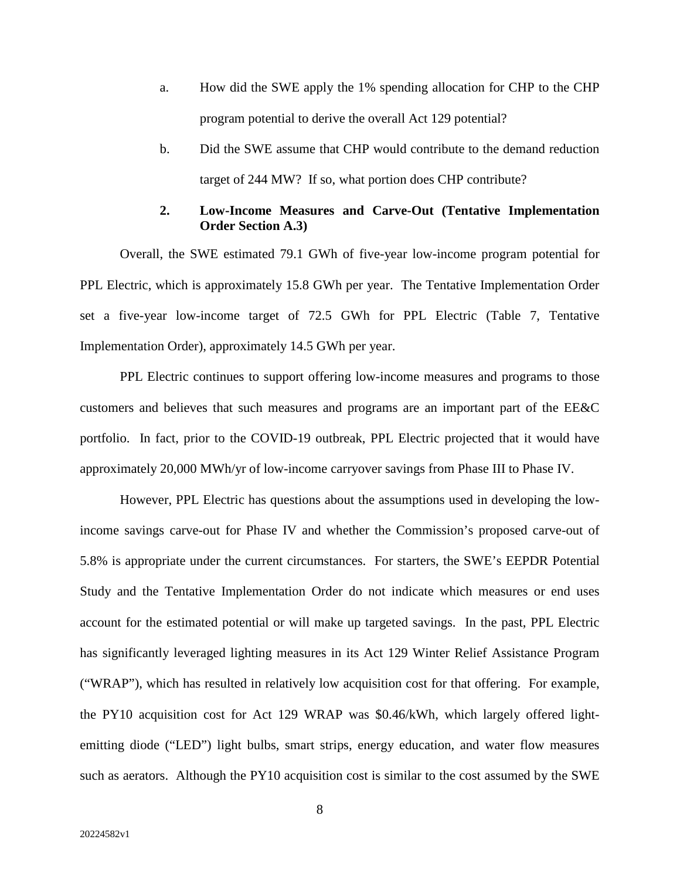a. How did the SWE apply the 1% spending allocation for CHP to the CHP program potential to derive the overall Act 129 potential?

b. Did the SWE assume that CHP would contribute to the demand reduction target of 244 MW? If so, what portion does CHP contribute?

### 2. Low-Income Measures and Carve-Out (Tentative Implementation Order Section A.3)

Overall, the SWE estimated 79.1 GWh of five-year low-income program potential for PPL Electric, which is approximately 15.8 GWh per year. The Tentative Implementation Order set a five-year low-income target of 72.5 GWh for PPL Electric (Table 7, Tentative Implementation Order), approximately 14.5 GWh per year.

PPL Electric continues to support offering low-income measures and programs to those customers and believes that such measures and programs are an important part of the EE&C portfolio. In fact, prior to the COVID-19 outbreak, PPL Electric projected that it would have approximately 20,000 MWh/yr of low-income carryover savings from Phase III to Phase IV.

However, PPL Electric has questions about the assumptions used in developing the low-income savings carve-out for Phase IV and whether the Commission's proposed carve-out of 5.8% is appropriate under the current circumstances. For starters, the SWE's EEPDR Potential Study and the Tentative Implementation Order do not indicate which measures or end uses account for the estimated potential or will make up targeted savings. In the past, PPL Electric has significantly leveraged lighting measures in its Act 129 Winter Relief Assistance Program ("WRAP"), which has resulted in relatively low acquisition cost for that offering. For example, the PY10 acquisition cost for Act 129 WRAP was $0.46/kWh, which largely offered light-emitting diode ("LED") light bulbs, smart strips, energy education, and water flow measures such as aerators. Although the PY10 acquisition cost is similar to the cost assumed by the SWE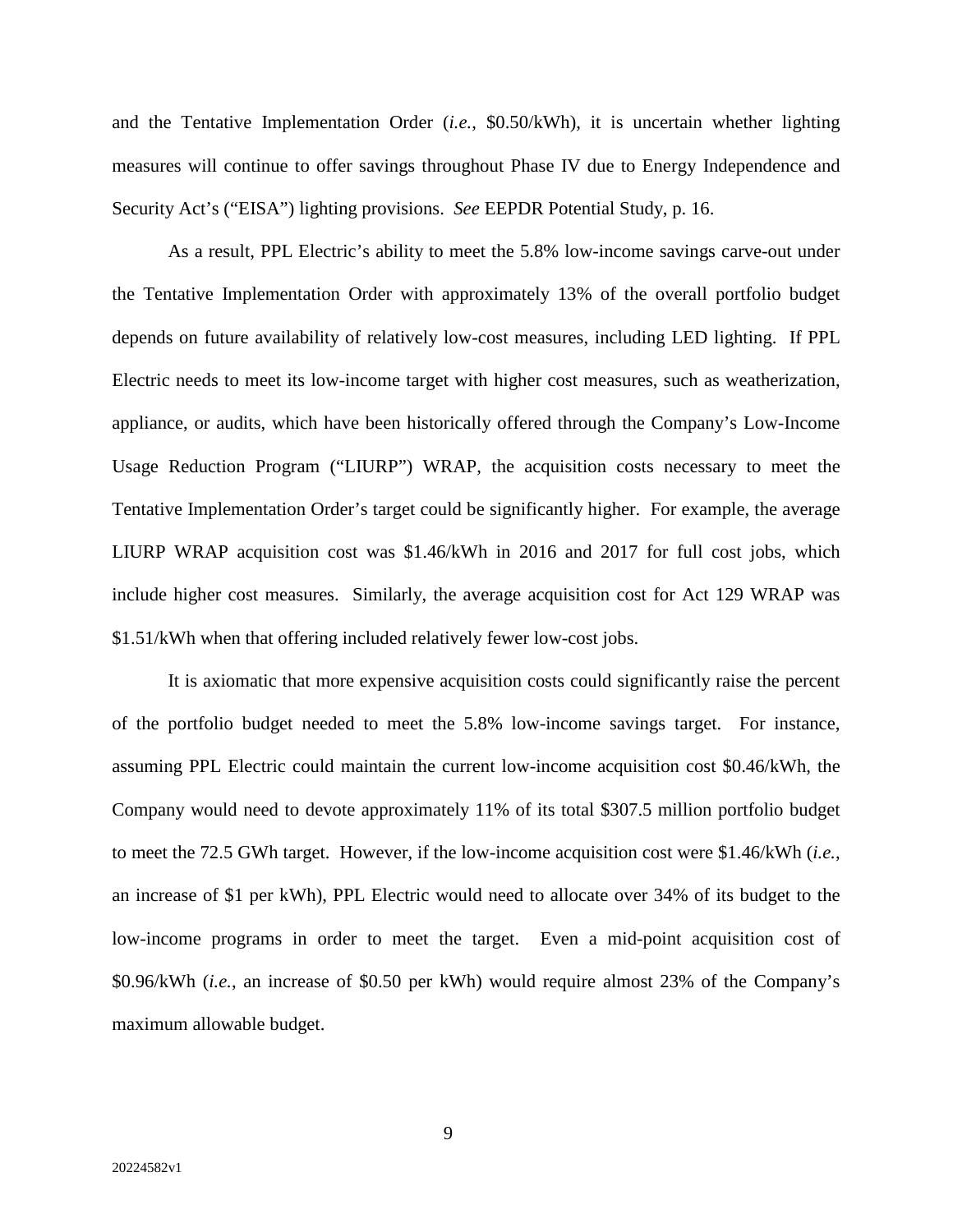and the Tentative Implementation Order (*i.e.*, $0.50/kWh), it is uncertain whether lighting measures will continue to offer savings throughout Phase IV due to Energy Independence and Security Act's ("EISA") lighting provisions. *See* EEPDR Potential Study, p. 16.

As a result, PPL Electric's ability to meet the 5.8% low-income savings carve-out under the Tentative Implementation Order with approximately 13% of the overall portfolio budget depends on future availability of relatively low-cost measures, including LED lighting. If PPL Electric needs to meet its low-income target with higher cost measures, such as weatherization, appliance, or audits, which have been historically offered through the Company's Low-Income Usage Reduction Program ("LIURP") WRAP, the acquisition costs necessary to meet the Tentative Implementation Order's target could be significantly higher. For example, the average LIURP WRAP acquisition cost was $1.46/kWh in 2016 and 2017 for full cost jobs, which include higher cost measures. Similarly, the average acquisition cost for Act 129 WRAP was $1.51/kWh when that offering included relatively fewer low-cost jobs.

It is axiomatic that more expensive acquisition costs could significantly raise the percent of the portfolio budget needed to meet the 5.8% low-income savings target. For instance, assuming PPL Electric could maintain the current low-income acquisition cost $0.46/kWh, the Company would need to devote approximately 11% of its total $307.5 million portfolio budget to meet the 72.5 GWh target. However, if the low-income acquisition cost were $1.46/kWh (*i.e.*, an increase of $1 per kWh), PPL Electric would need to allocate over 34% of its budget to the low-income programs in order to meet the target. Even a mid-point acquisition cost of $0.96/kWh (*i.e.*, an increase of $0.50 per kWh) would require almost 23% of the Company's maximum allowable budget.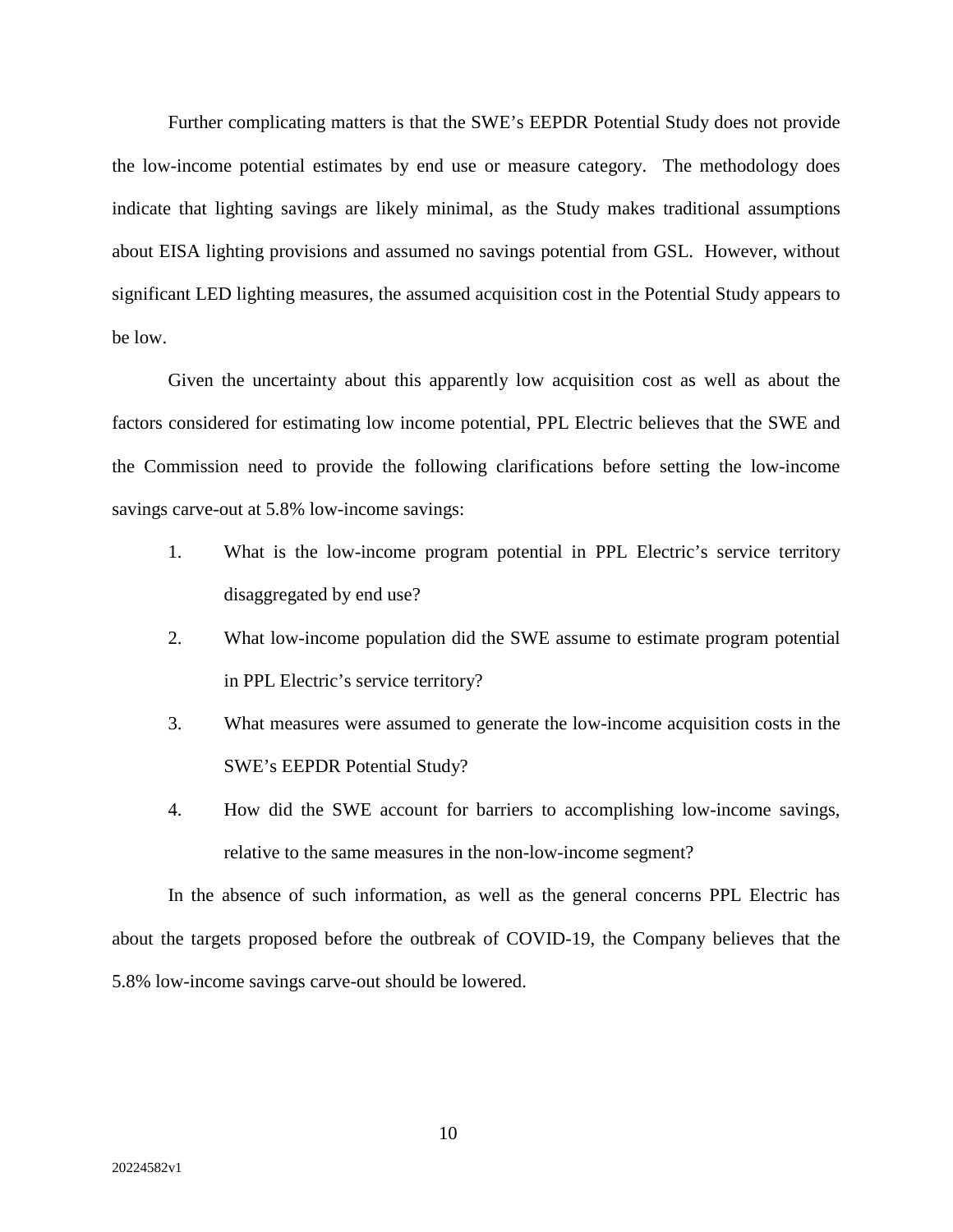Further complicating matters is that the SWE's EEPDR Potential Study does not provide the low-income potential estimates by end use or measure category. The methodology does indicate that lighting savings are likely minimal, as the Study makes traditional assumptions about EISA lighting provisions and assumed no savings potential from GSL. However, without significant LED lighting measures, the assumed acquisition cost in the Potential Study appears to be low.

Given the uncertainty about this apparently low acquisition cost as well as about the factors considered for estimating low income potential, PPL Electric believes that the SWE and the Commission need to provide the following clarifications before setting the low-income savings carve-out at 5.8% low-income savings:

1. What is the low-income program potential in PPL Electric's service territory disaggregated by end use?
2. What low-income population did the SWE assume to estimate program potential in PPL Electric's service territory?
3. What measures were assumed to generate the low-income acquisition costs in the SWE's EEPDR Potential Study?
4. How did the SWE account for barriers to accomplishing low-income savings, relative to the same measures in the non-low-income segment?

In the absence of such information, as well as the general concerns PPL Electric has about the targets proposed before the outbreak of COVID-19, the Company believes that the 5.8% low-income savings carve-out should be lowered.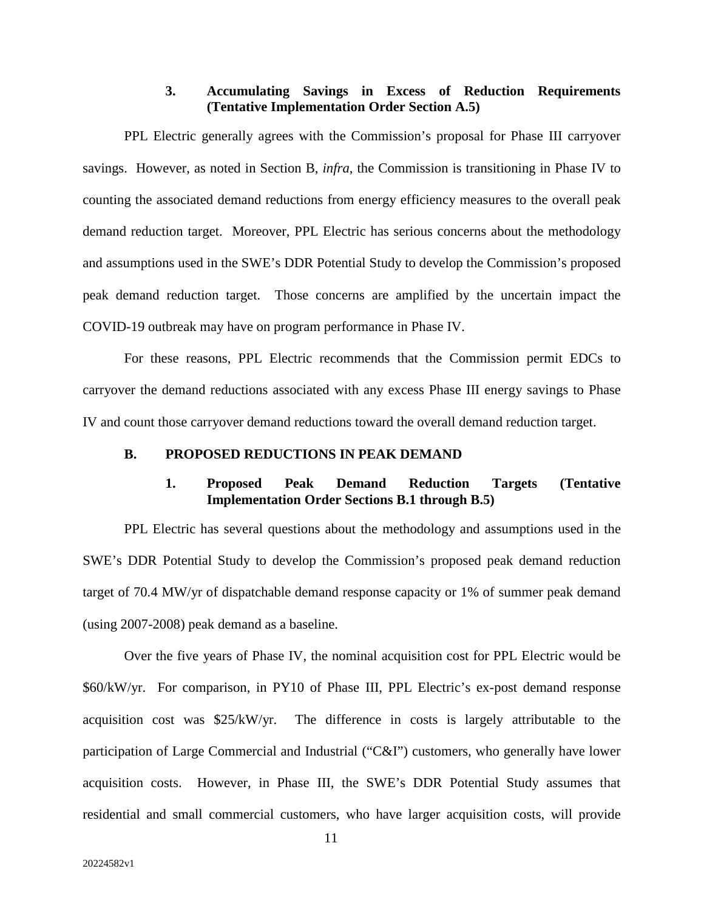### 3. Accumulating Savings in Excess of Reduction Requirements (Tentative Implementation Order Section A.5)

PPL Electric generally agrees with the Commission's proposal for Phase III carryover savings. However, as noted in Section B, *infra*, the Commission is transitioning in Phase IV to counting the associated demand reductions from energy efficiency measures to the overall peak demand reduction target. Moreover, PPL Electric has serious concerns about the methodology and assumptions used in the SWE's DDR Potential Study to develop the Commission's proposed peak demand reduction target. Those concerns are amplified by the uncertain impact the COVID-19 outbreak may have on program performance in Phase IV.

For these reasons, PPL Electric recommends that the Commission permit EDCs to carryover the demand reductions associated with any excess Phase III energy savings to Phase IV and count those carryover demand reductions toward the overall demand reduction target.

## B. PROPOSED REDUCTIONS IN PEAK DEMAND

### 1. Proposed Peak Demand Reduction Targets (Tentative Implementation Order Sections B.1 through B.5)

PPL Electric has several questions about the methodology and assumptions used in the SWE's DDR Potential Study to develop the Commission's proposed peak demand reduction target of 70.4 MW/yr of dispatchable demand response capacity or 1% of summer peak demand (using 2007-2008) peak demand as a baseline.

Over the five years of Phase IV, the nominal acquisition cost for PPL Electric would be \$60/kW/yr. For comparison, in PY10 of Phase III, PPL Electric's ex-post demand response acquisition cost was \$25/kW/yr. The difference in costs is largely attributable to the participation of Large Commercial and Industrial ("C&I") customers, who generally have lower acquisition costs. However, in Phase III, the SWE's DDR Potential Study assumes that residential and small commercial customers, who have larger acquisition costs, will provide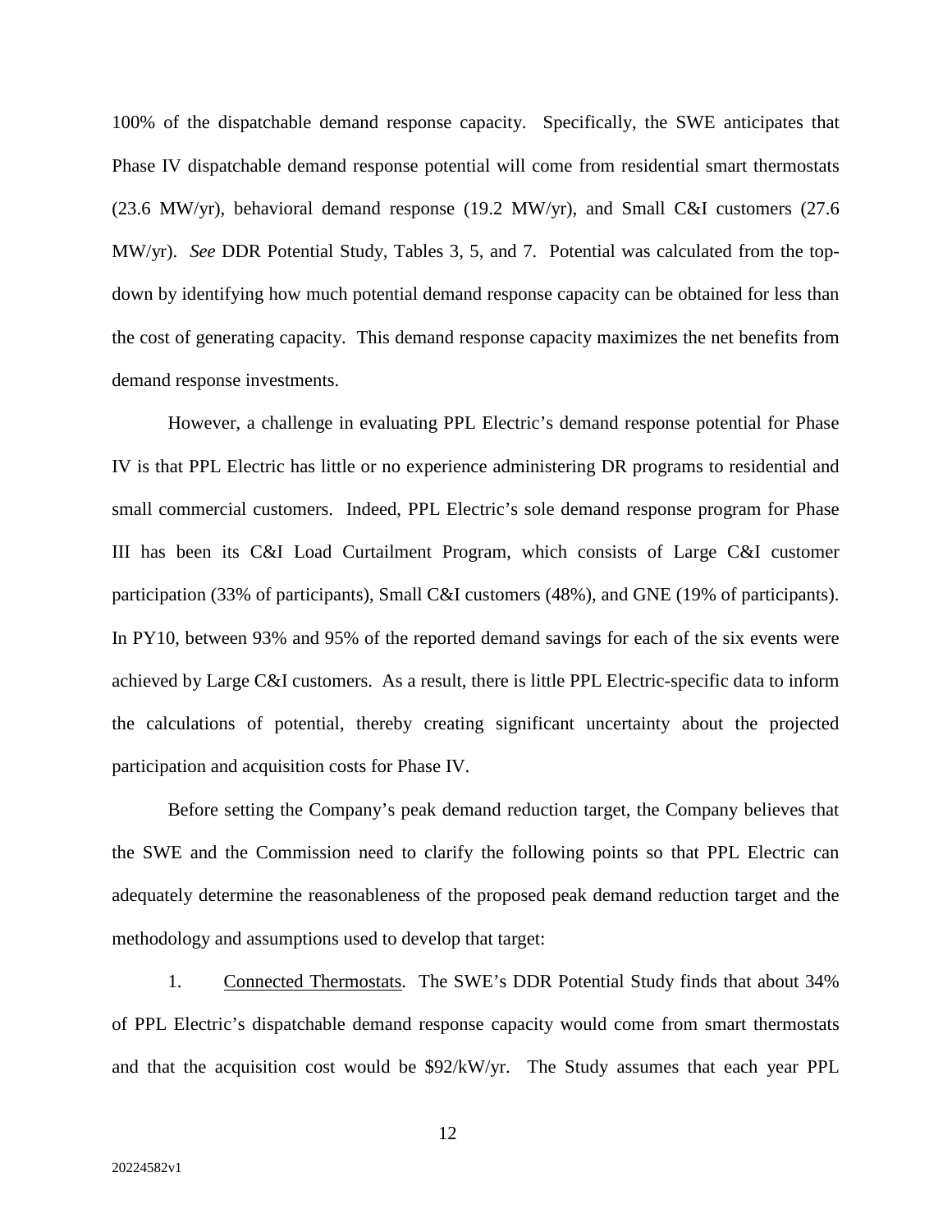100% of the dispatchable demand response capacity. Specifically, the SWE anticipates that Phase IV dispatchable demand response potential will come from residential smart thermostats (23.6 MW/yr), behavioral demand response (19.2 MW/yr), and Small C&I customers (27.6 MW/yr). *See* DDR Potential Study, Tables 3, 5, and 7. Potential was calculated from the top-down by identifying how much potential demand response capacity can be obtained for less than the cost of generating capacity. This demand response capacity maximizes the net benefits from demand response investments.

However, a challenge in evaluating PPL Electric's demand response potential for Phase IV is that PPL Electric has little or no experience administering DR programs to residential and small commercial customers. Indeed, PPL Electric's sole demand response program for Phase III has been its C&I Load Curtailment Program, which consists of Large C&I customer participation (33% of participants), Small C&I customers (48%), and GNE (19% of participants). In PY10, between 93% and 95% of the reported demand savings for each of the six events were achieved by Large C&I customers. As a result, there is little PPL Electric-specific data to inform the calculations of potential, thereby creating significant uncertainty about the projected participation and acquisition costs for Phase IV.

Before setting the Company's peak demand reduction target, the Company believes that the SWE and the Commission need to clarify the following points so that PPL Electric can adequately determine the reasonableness of the proposed peak demand reduction target and the methodology and assumptions used to develop that target:

1. Connected Thermostats. The SWE's DDR Potential Study finds that about 34% of PPL Electric's dispatchable demand response capacity would come from smart thermostats and that the acquisition cost would be $92/kW/yr. The Study assumes that each year PPL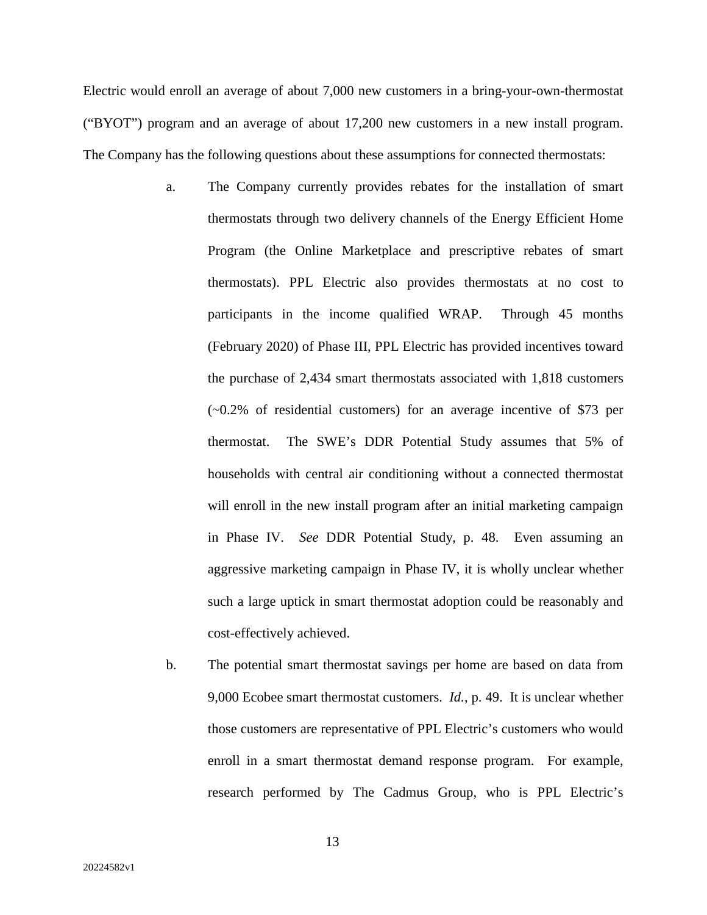Electric would enroll an average of about 7,000 new customers in a bring-your-own-thermostat ("BYOT") program and an average of about 17,200 new customers in a new install program. The Company has the following questions about these assumptions for connected thermostats:

a. The Company currently provides rebates for the installation of smart thermostats through two delivery channels of the Energy Efficient Home Program (the Online Marketplace and prescriptive rebates of smart thermostats). PPL Electric also provides thermostats at no cost to participants in the income qualified WRAP. Through 45 months (February 2020) of Phase III, PPL Electric has provided incentives toward the purchase of 2,434 smart thermostats associated with 1,818 customers (~0.2% of residential customers) for an average incentive of $73 per thermostat. The SWE's DDR Potential Study assumes that 5% of households with central air conditioning without a connected thermostat will enroll in the new install program after an initial marketing campaign in Phase IV. *See* DDR Potential Study, p. 48. Even assuming an aggressive marketing campaign in Phase IV, it is wholly unclear whether such a large uptick in smart thermostat adoption could be reasonably and cost-effectively achieved.

b. The potential smart thermostat savings per home are based on data from 9,000 Ecobee smart thermostat customers. *Id.*, p. 49. It is unclear whether those customers are representative of PPL Electric's customers who would enroll in a smart thermostat demand response program. For example, research performed by The Cadmus Group, who is PPL Electric's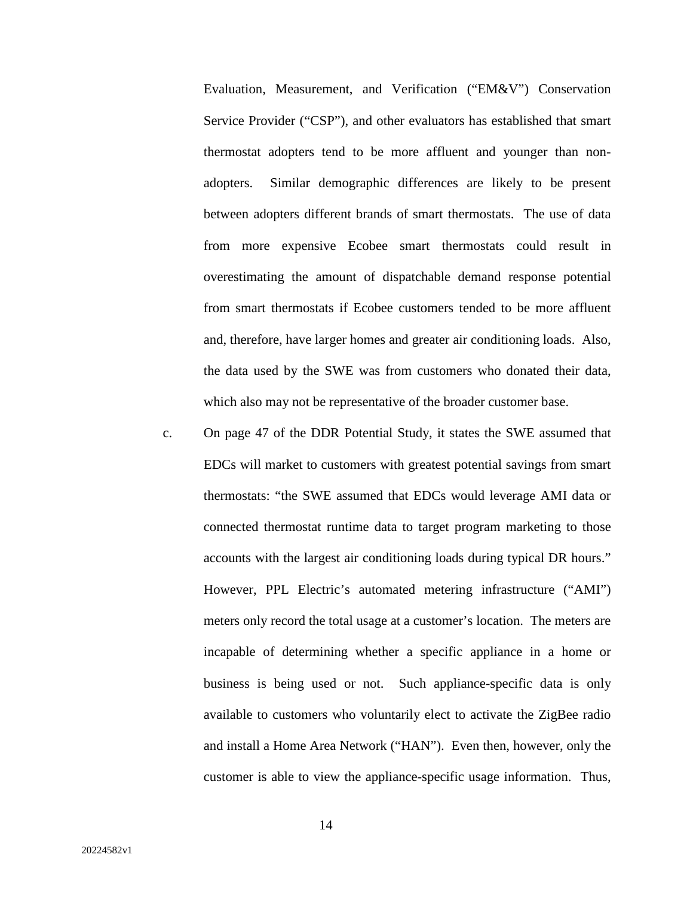Evaluation, Measurement, and Verification ("EM&V") Conservation Service Provider ("CSP"), and other evaluators has established that smart thermostat adopters tend to be more affluent and younger than non-adopters. Similar demographic differences are likely to be present between adopters different brands of smart thermostats. The use of data from more expensive Ecobee smart thermostats could result in overestimating the amount of dispatchable demand response potential from smart thermostats if Ecobee customers tended to be more affluent and, therefore, have larger homes and greater air conditioning loads. Also, the data used by the SWE was from customers who donated their data, which also may not be representative of the broader customer base.

c. On page 47 of the DDR Potential Study, it states the SWE assumed that EDCs will market to customers with greatest potential savings from smart thermostats: "the SWE assumed that EDCs would leverage AMI data or connected thermostat runtime data to target program marketing to those accounts with the largest air conditioning loads during typical DR hours." However, PPL Electric's automated metering infrastructure ("AMI") meters only record the total usage at a customer's location. The meters are incapable of determining whether a specific appliance in a home or business is being used or not. Such appliance-specific data is only available to customers who voluntarily elect to activate the ZigBee radio and install a Home Area Network ("HAN"). Even then, however, only the customer is able to view the appliance-specific usage information. Thus,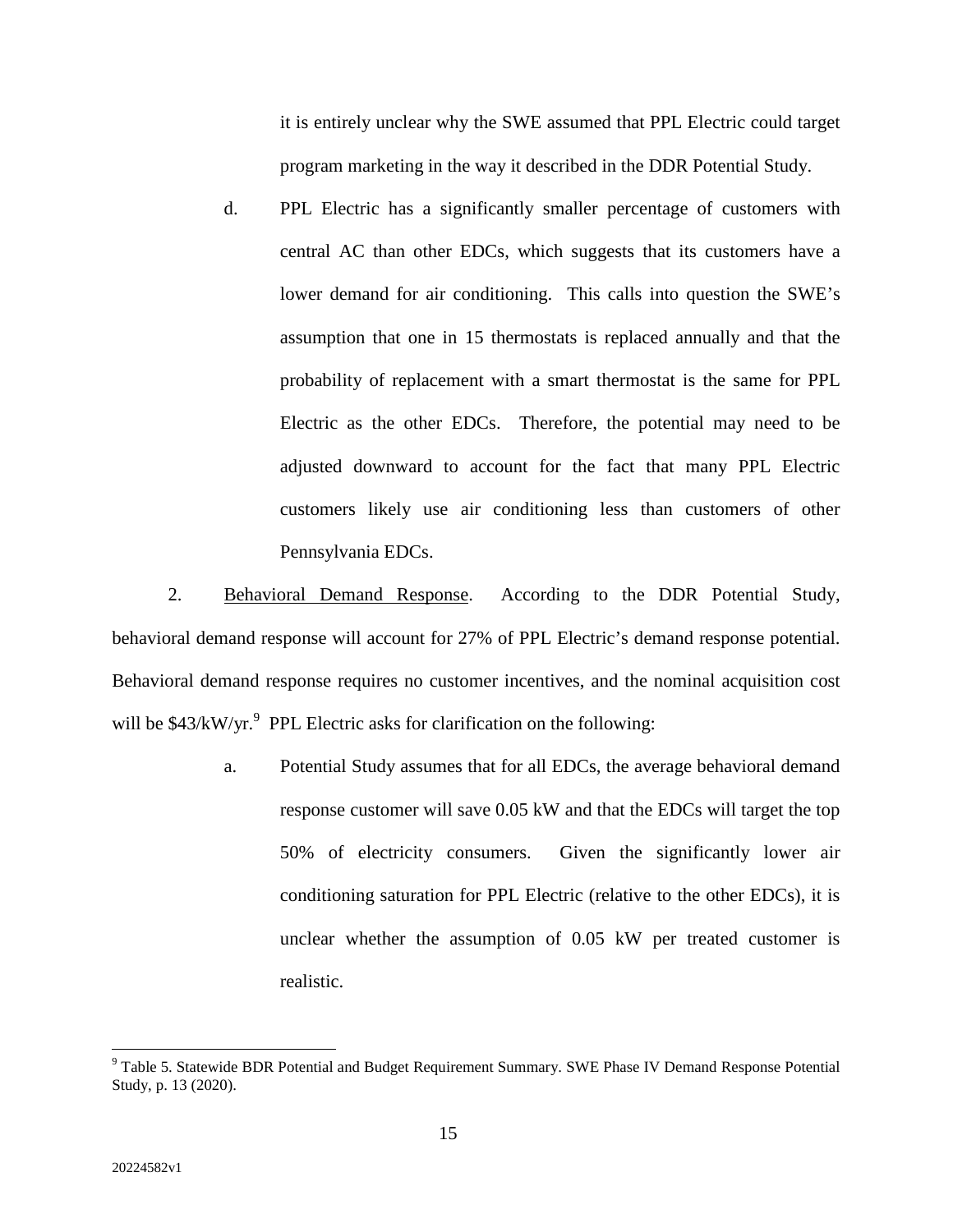it is entirely unclear why the SWE assumed that PPL Electric could target program marketing in the way it described in the DDR Potential Study.

d. PPL Electric has a significantly smaller percentage of customers with central AC than other EDCs, which suggests that its customers have a lower demand for air conditioning. This calls into question the SWE's assumption that one in 15 thermostats is replaced annually and that the probability of replacement with a smart thermostat is the same for PPL Electric as the other EDCs. Therefore, the potential may need to be adjusted downward to account for the fact that many PPL Electric customers likely use air conditioning less than customers of other Pennsylvania EDCs.

2. Behavioral Demand Response. According to the DDR Potential Study, behavioral demand response will account for 27% of PPL Electric's demand response potential. Behavioral demand response requires no customer incentives, and the nominal acquisition cost will be $43/kW/yr.[9] PPL Electric asks for clarification on the following:

a. Potential Study assumes that for all EDCs, the average behavioral demand response customer will save 0.05 kW and that the EDCs will target the top 50% of electricity consumers. Given the significantly lower air conditioning saturation for PPL Electric (relative to the other EDCs), it is unclear whether the assumption of 0.05 kW per treated customer is realistic.

---

[9] Table 5. Statewide BDR Potential and Budget Requirement Summary. SWE Phase IV Demand Response Potential Study, p. 13 (2020).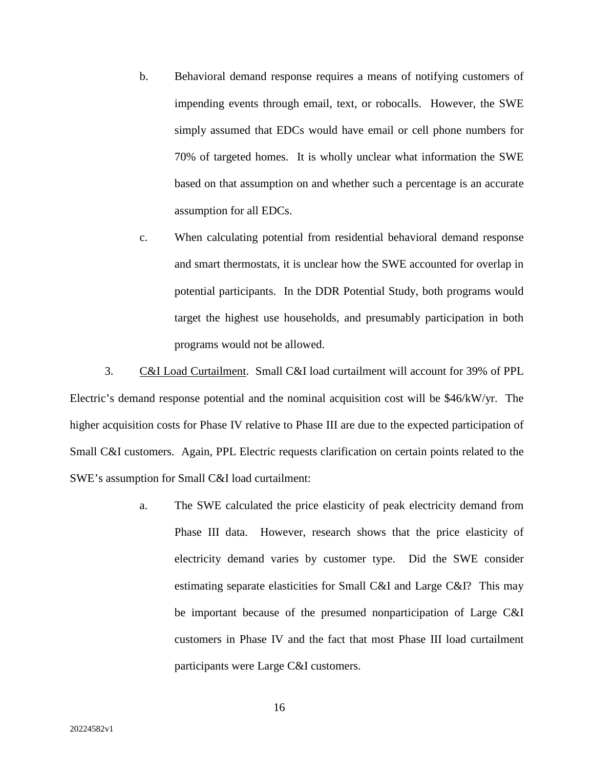b. Behavioral demand response requires a means of notifying customers of impending events through email, text, or robocalls. However, the SWE simply assumed that EDCs would have email or cell phone numbers for 70% of targeted homes. It is wholly unclear what information the SWE based on that assumption on and whether such a percentage is an accurate assumption for all EDCs.

c. When calculating potential from residential behavioral demand response and smart thermostats, it is unclear how the SWE accounted for overlap in potential participants. In the DDR Potential Study, both programs would target the highest use households, and presumably participation in both programs would not be allowed.

3. <u>C&I Load Curtailment</u>. Small C&I load curtailment will account for 39% of PPL Electric's demand response potential and the nominal acquisition cost will be $46/kW/yr. The higher acquisition costs for Phase IV relative to Phase III are due to the expected participation of Small C&I customers. Again, PPL Electric requests clarification on certain points related to the SWE's assumption for Small C&I load curtailment:

a. The SWE calculated the price elasticity of peak electricity demand from Phase III data. However, research shows that the price elasticity of electricity demand varies by customer type. Did the SWE consider estimating separate elasticities for Small C&I and Large C&I? This may be important because of the presumed nonparticipation of Large C&I customers in Phase IV and the fact that most Phase III load curtailment participants were Large C&I customers.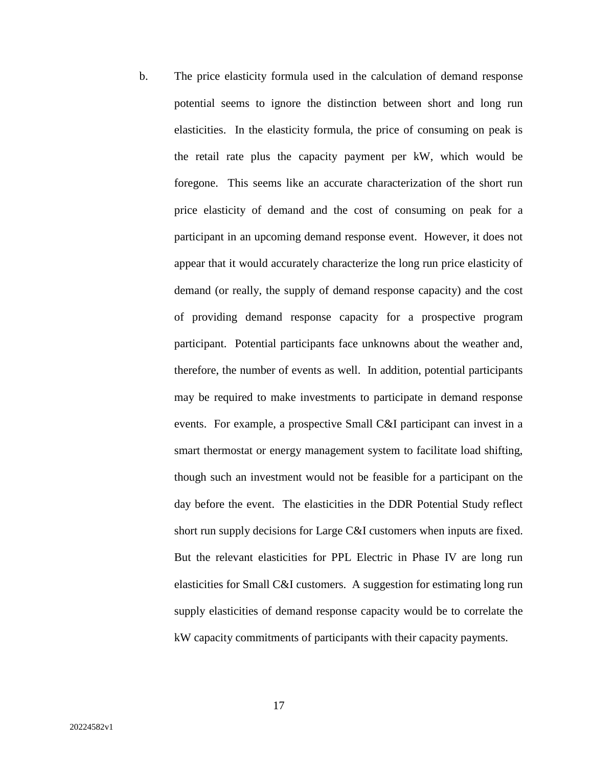b. The price elasticity formula used in the calculation of demand response potential seems to ignore the distinction between short and long run elasticities. In the elasticity formula, the price of consuming on peak is the retail rate plus the capacity payment per kW, which would be foregone. This seems like an accurate characterization of the short run price elasticity of demand and the cost of consuming on peak for a participant in an upcoming demand response event. However, it does not appear that it would accurately characterize the long run price elasticity of demand (or really, the supply of demand response capacity) and the cost of providing demand response capacity for a prospective program participant. Potential participants face unknowns about the weather and, therefore, the number of events as well. In addition, potential participants may be required to make investments to participate in demand response events. For example, a prospective Small C&I participant can invest in a smart thermostat or energy management system to facilitate load shifting, though such an investment would not be feasible for a participant on the day before the event. The elasticities in the DDR Potential Study reflect short run supply decisions for Large C&I customers when inputs are fixed. But the relevant elasticities for PPL Electric in Phase IV are long run elasticities for Small C&I customers. A suggestion for estimating long run supply elasticities of demand response capacity would be to correlate the kW capacity commitments of participants with their capacity payments.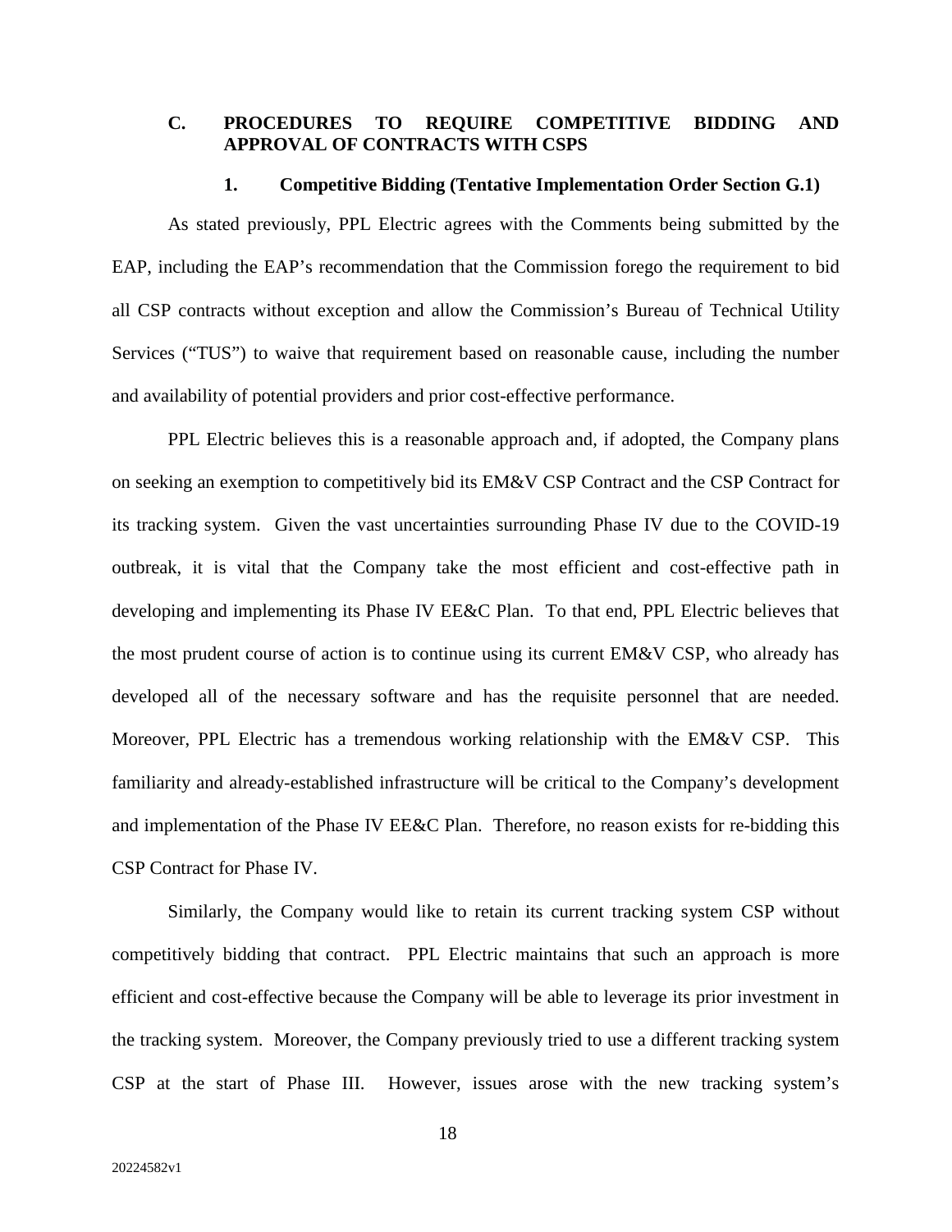## C. PROCEDURES TO REQUIRE COMPETITIVE BIDDING AND APPROVAL OF CONTRACTS WITH CSPS

### 1. Competitive Bidding (Tentative Implementation Order Section G.1)

As stated previously, PPL Electric agrees with the Comments being submitted by the EAP, including the EAP's recommendation that the Commission forego the requirement to bid all CSP contracts without exception and allow the Commission's Bureau of Technical Utility Services ("TUS") to waive that requirement based on reasonable cause, including the number and availability of potential providers and prior cost-effective performance.

PPL Electric believes this is a reasonable approach and, if adopted, the Company plans on seeking an exemption to competitively bid its EM&V CSP Contract and the CSP Contract for its tracking system. Given the vast uncertainties surrounding Phase IV due to the COVID-19 outbreak, it is vital that the Company take the most efficient and cost-effective path in developing and implementing its Phase IV EE&C Plan. To that end, PPL Electric believes that the most prudent course of action is to continue using its current EM&V CSP, who already has developed all of the necessary software and has the requisite personnel that are needed. Moreover, PPL Electric has a tremendous working relationship with the EM&V CSP. This familiarity and already-established infrastructure will be critical to the Company's development and implementation of the Phase IV EE&C Plan. Therefore, no reason exists for re-bidding this CSP Contract for Phase IV.

Similarly, the Company would like to retain its current tracking system CSP without competitively bidding that contract. PPL Electric maintains that such an approach is more efficient and cost-effective because the Company will be able to leverage its prior investment in the tracking system. Moreover, the Company previously tried to use a different tracking system CSP at the start of Phase III. However, issues arose with the new tracking system's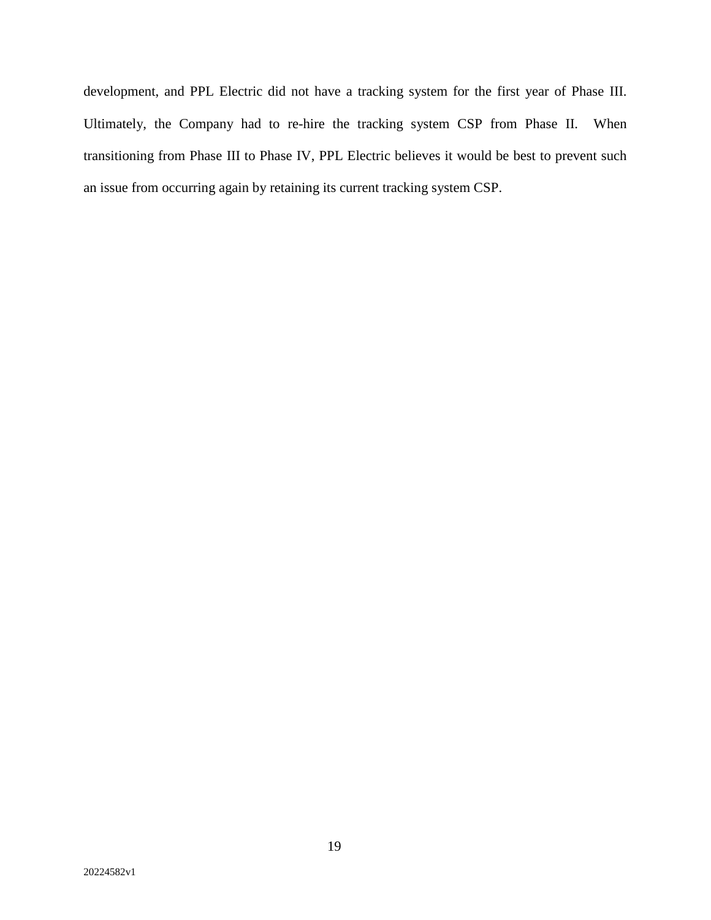development, and PPL Electric did not have a tracking system for the first year of Phase III. Ultimately, the Company had to re-hire the tracking system CSP from Phase II. When transitioning from Phase III to Phase IV, PPL Electric believes it would be best to prevent such an issue from occurring again by retaining its current tracking system CSP.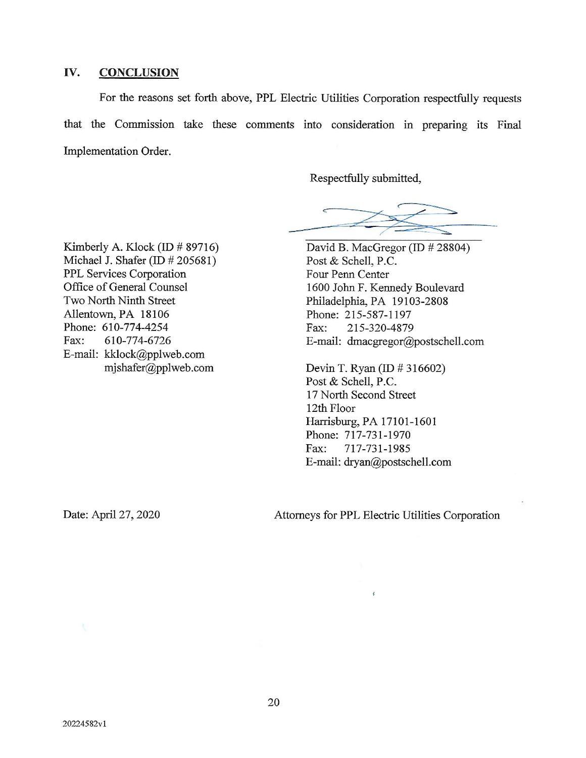## IV. CONCLUSION

For the reasons set forth above, PPL Electric Utilities Corporation respectfully requests that the Commission take these comments into consideration in preparing its Final Implementation Order.

Respectfully submitted,

Kimberly A. Klock (ID # 89716)
Michael J. Shafer (ID # 205681)
PPL Services Corporation
Office of General Counsel
Two North Ninth Street
Allentown, PA 18106
Phone: 610-774-4254
Fax: 610-774-6726
E-mail: kklock@pplweb.com
mjshafer@pplweb.com

David B. MacGregor (ID # 28804)
Post & Schell, P.C.
Four Penn Center
1600 John F. Kennedy Boulevard
Philadelphia, PA 19103-2808
Phone: 215-587-1197
Fax: 215-320-4879
E-mail: dmacgregor@postschell.com

Devin T. Ryan (ID # 316602)
Post & Schell, P.C.
17 North Second Street
12th Floor
Harrisburg, PA 17101-1601
Phone: 717-731-1970
Fax: 717-731-1985
E-mail: dryan@postschell.com

Date: April 27, 2020

Attorneys for PPL Electric Utilities Corporation

20224582v1